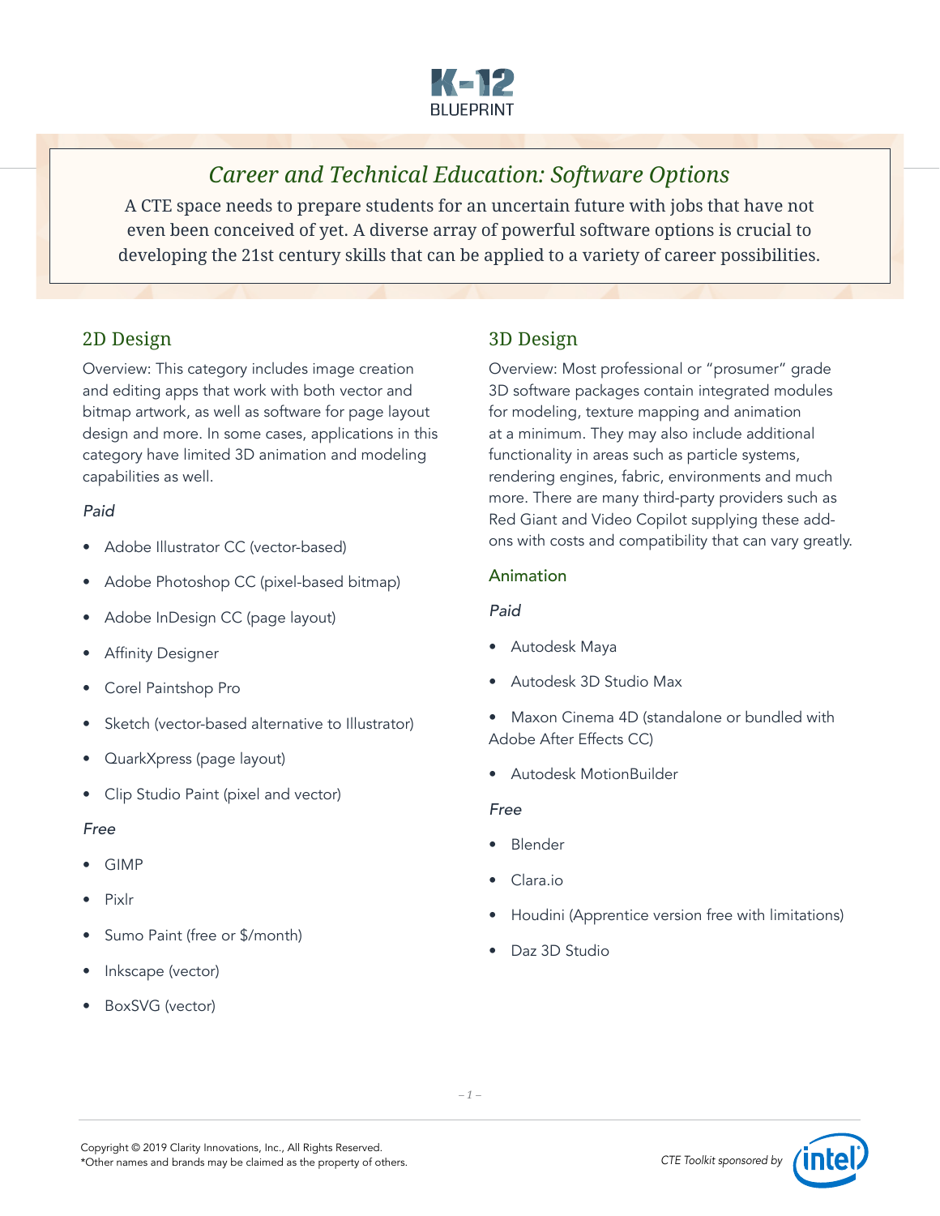# Career and Technical Education: Software Options

A CTE space needs to prepare students for an uncertain future with jobs that have not even been conceived of yet. A diverse array of powerful software options is crucial to developing the 21st century skills that can be applied to a variety of career possibilities.

## 2D Design

Overview: This category includes image creation and editing apps that work with both vector and bitmap artwork, as well as software for page layout design and more. In some cases, applications in this category have limited 3D animation and modeling capabilities as well.

*Paid*

- Adobe Illustrator CC (vector-based)
- Adobe Photoshop CC (pixel-based bitmap)
- Adobe InDesign CC (page layout)
- Affinity Designer
- Corel Paintshop Pro
- Sketch (vector-based alternative to Illustrator)
- QuarkXpress (page layout)
- Clip Studio Paint (pixel and vector)

*Free*

- GIMP
- Pixlr
- Sumo Paint (free or $/month)
- Inkscape (vector)
- BoxSVG (vector)

## 3D Design

Overview: Most professional or "prosumer" grade 3D software packages contain integrated modules for modeling, texture mapping and animation at a minimum. They may also include additional functionality in areas such as particle systems, rendering engines, fabric, environments and much more. There are many third-party providers such as Red Giant and Video Copilot supplying these add-ons with costs and compatibility that can vary greatly.

### Animation

*Paid*

- Autodesk Maya
- Autodesk 3D Studio Max
- Maxon Cinema 4D (standalone or bundled with Adobe After Effects CC)
- Autodesk MotionBuilder

*Free*

- Blender
- Clara.io
- Houdini (Apprentice version free with limitations)
- Daz 3D Studio

Copyright © 2019 Clarity Innovations, Inc., All Rights Reserved.
*Other names and brands may be claimed as the property of others.

*CTE Toolkit sponsored by* intel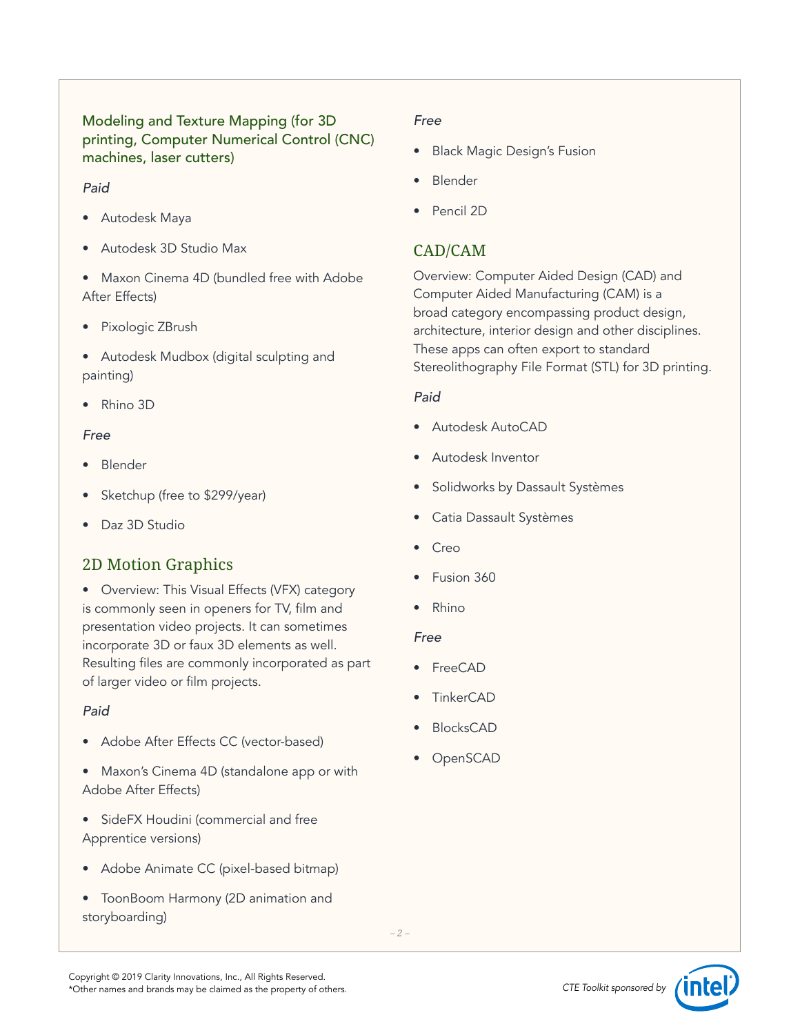### Modeling and Texture Mapping (for 3D printing, Computer Numerical Control (CNC) machines, laser cutters)

*Paid*

- Autodesk Maya
- Autodesk 3D Studio Max
- Maxon Cinema 4D (bundled free with Adobe After Effects)
- Pixologic ZBrush
- Autodesk Mudbox (digital sculpting and painting)
- Rhino 3D

*Free*

- Blender
- Sketchup (free to $299/year)
- Daz 3D Studio

## 2D Motion Graphics

- Overview: This Visual Effects (VFX) category is commonly seen in openers for TV, film and presentation video projects. It can sometimes incorporate 3D or faux 3D elements as well. Resulting files are commonly incorporated as part of larger video or film projects.

*Paid*

- Adobe After Effects CC (vector-based)
- Maxon's Cinema 4D (standalone app or with Adobe After Effects)
- SideFX Houdini (commercial and free Apprentice versions)
- Adobe Animate CC (pixel-based bitmap)
- ToonBoom Harmony (2D animation and storyboarding)

*Free*

- Black Magic Design's Fusion
- Blender
- Pencil 2D

## CAD/CAM

Overview: Computer Aided Design (CAD) and Computer Aided Manufacturing (CAM) is a broad category encompassing product design, architecture, interior design and other disciplines. These apps can often export to standard Stereolithography File Format (STL) for 3D printing.

*Paid*

- Autodesk AutoCAD
- Autodesk Inventor
- Solidworks by Dassault Systèmes
- Catia Dassault Systèmes
- Creo
- Fusion 360
- Rhino

*Free*

- FreeCAD
- TinkerCAD
- BlocksCAD
- OpenSCAD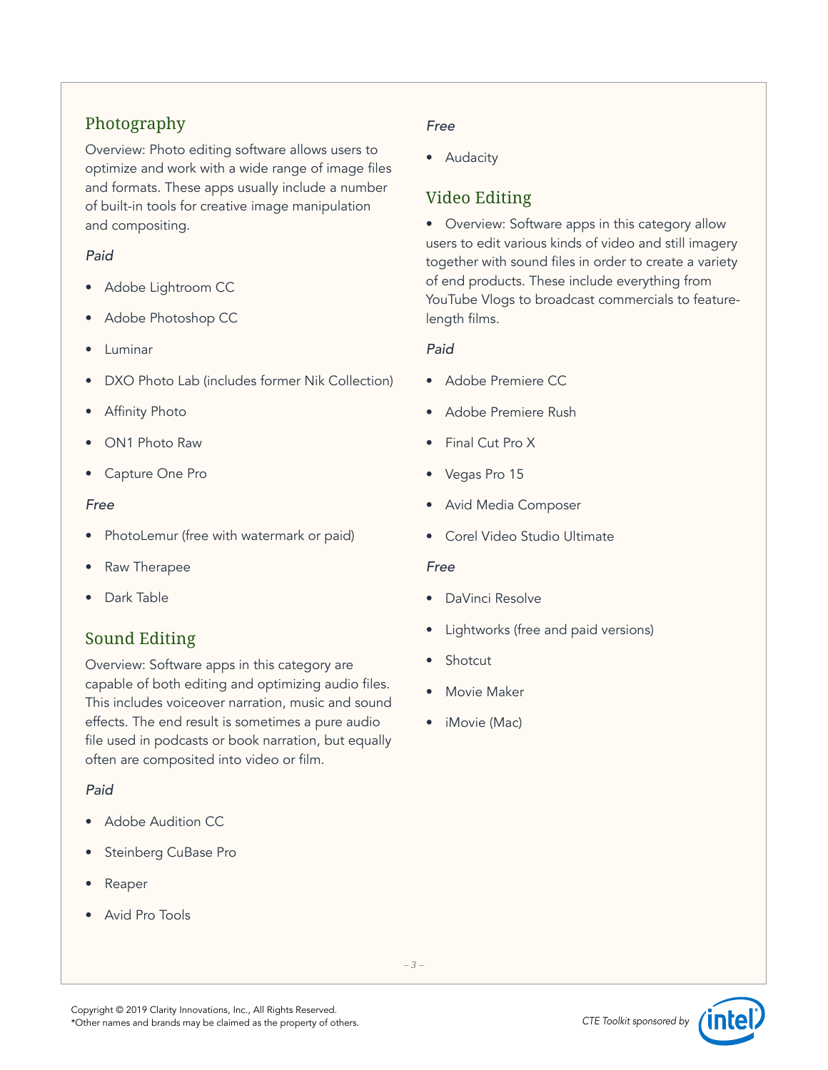## Photography

Overview: Photo editing software allows users to optimize and work with a wide range of image files and formats. These apps usually include a number of built-in tools for creative image manipulation and compositing.

*Paid*

- Adobe Lightroom CC
- Adobe Photoshop CC
- Luminar
- DXO Photo Lab (includes former Nik Collection)
- Affinity Photo
- ON1 Photo Raw
- Capture One Pro

*Free*

- PhotoLemur (free with watermark or paid)
- Raw Therapee
- Dark Table

## Sound Editing

Overview: Software apps in this category are capable of both editing and optimizing audio files. This includes voiceover narration, music and sound effects. The end result is sometimes a pure audio file used in podcasts or book narration, but equally often are composited into video or film.

*Paid*

- Adobe Audition CC
- Steinberg CuBase Pro
- Reaper
- Avid Pro Tools

*Free*

- Audacity

## Video Editing

- Overview: Software apps in this category allow users to edit various kinds of video and still imagery together with sound files in order to create a variety of end products. These include everything from YouTube Vlogs to broadcast commercials to feature-length films.

*Paid*

- Adobe Premiere CC
- Adobe Premiere Rush
- Final Cut Pro X
- Vegas Pro 15
- Avid Media Composer
- Corel Video Studio Ultimate

*Free*

- DaVinci Resolve
- Lightworks (free and paid versions)
- Shotcut
- Movie Maker
- iMovie (Mac)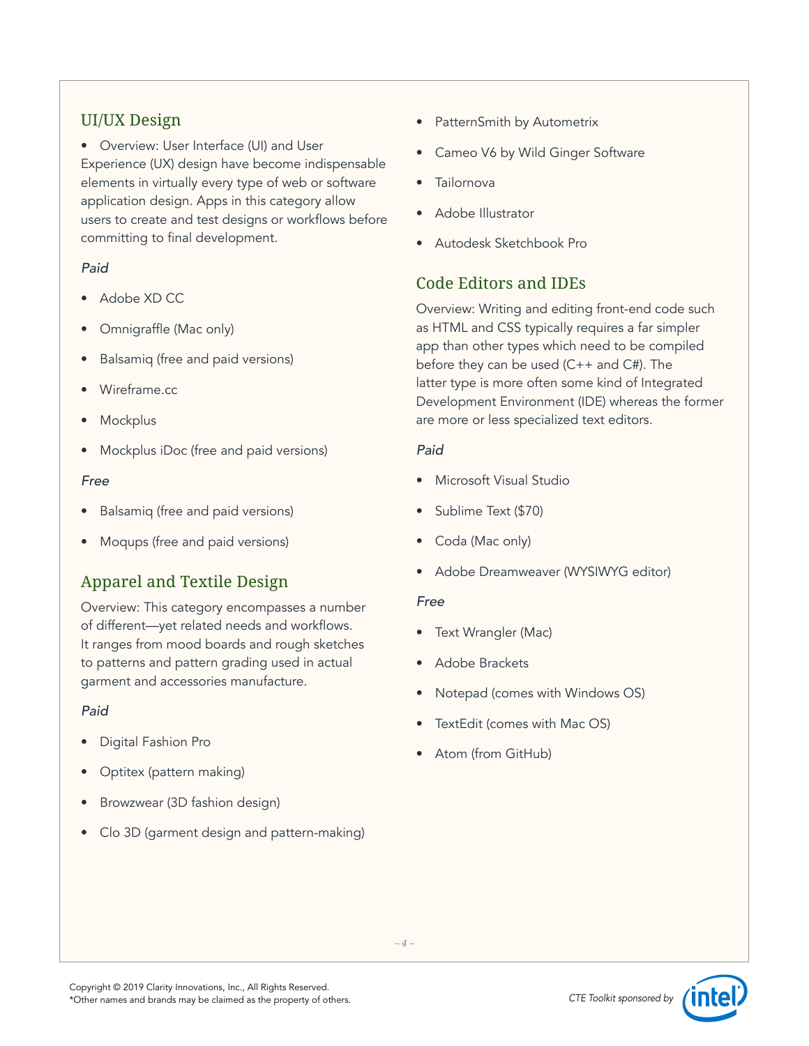## UI/UX Design

- Overview: User Interface (UI) and User Experience (UX) design have become indispensable elements in virtually every type of web or software application design. Apps in this category allow users to create and test designs or workflows before committing to final development.

*Paid*

- Adobe XD CC
- Omnigraffle (Mac only)
- Balsamiq (free and paid versions)
- Wireframe.cc
- Mockplus
- Mockplus iDoc (free and paid versions)

*Free*

- Balsamiq (free and paid versions)
- Moqups (free and paid versions)

## Apparel and Textile Design

Overview: This category encompasses a number of different—yet related needs and workflows. It ranges from mood boards and rough sketches to patterns and pattern grading used in actual garment and accessories manufacture.

*Paid*

- Digital Fashion Pro
- Optitex (pattern making)
- Browzwear (3D fashion design)
- Clo 3D (garment design and pattern-making)
- PatternSmith by Autometrix
- Cameo V6 by Wild Ginger Software
- Tailornova
- Adobe Illustrator
- Autodesk Sketchbook Pro

## Code Editors and IDEs

Overview: Writing and editing front-end code such as HTML and CSS typically requires a far simpler app than other types which need to be compiled before they can be used (C++ and C#). The latter type is more often some kind of Integrated Development Environment (IDE) whereas the former are more or less specialized text editors.

*Paid*

- Microsoft Visual Studio
- Sublime Text ($70)
- Coda (Mac only)
- Adobe Dreamweaver (WYSIWYG editor)

*Free*

- Text Wrangler (Mac)
- Adobe Brackets
- Notepad (comes with Windows OS)
- TextEdit (comes with Mac OS)
- Atom (from GitHub)

Copyright © 2019 Clarity Innovations, Inc., All Rights Reserved.
*Other names and brands may be claimed as the property of others.

*CTE Toolkit sponsored by* intel